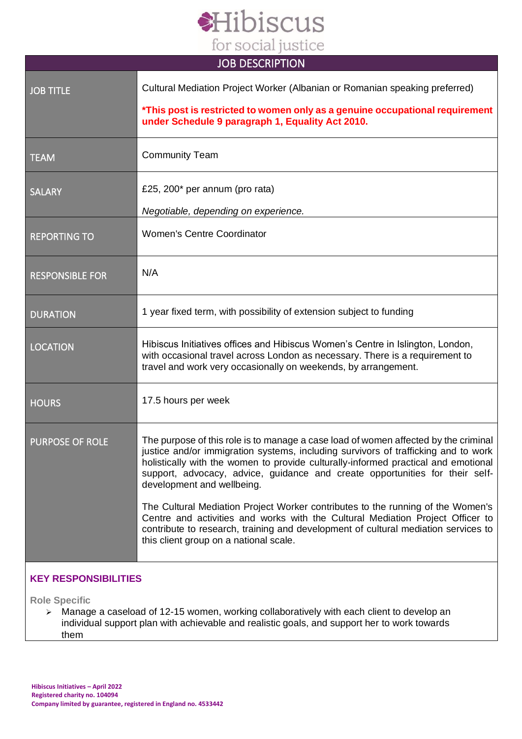# Hibiscus for social justice

## JOB DESCRIPTION

| | |
|---|---|
| JOB TITLE | Cultural Mediation Project Worker (Albanian or Romanian speaking preferred)<br><br>***This post is restricted to women only as a genuine occupational requirement under Schedule 9 paragraph 1, Equality Act 2010.** |
| TEAM | Community Team |
| SALARY | £25, 200* per annum (pro rata)<br><br>*Negotiable, depending on experience.* |
| REPORTING TO | Women's Centre Coordinator |
| RESPONSIBLE FOR | N/A |
| DURATION | 1 year fixed term, with possibility of extension subject to funding |
| LOCATION | Hibiscus Initiatives offices and Hibiscus Women's Centre in Islington, London, with occasional travel across London as necessary. There is a requirement to travel and work very occasionally on weekends, by arrangement. |
| HOURS | 17.5 hours per week |
| PURPOSE OF ROLE | The purpose of this role is to manage a case load of women affected by the criminal justice and/or immigration systems, including survivors of trafficking and to work holistically with the women to provide culturally-informed practical and emotional support, advocacy, advice, guidance and create opportunities for their self-development and wellbeing.<br><br>The Cultural Mediation Project Worker contributes to the running of the Women's Centre and activities and works with the Cultural Mediation Project Officer to contribute to research, training and development of cultural mediation services to this client group on a national scale. |

### KEY RESPONSIBILITIES

**Role Specific**

- Manage a caseload of 12-15 women, working collaboratively with each client to develop an individual support plan with achievable and realistic goals, and support her to work towards them

Hibiscus Initiatives – April 2022
Registered charity no. 104094
Company limited by guarantee, registered in England no. 4533442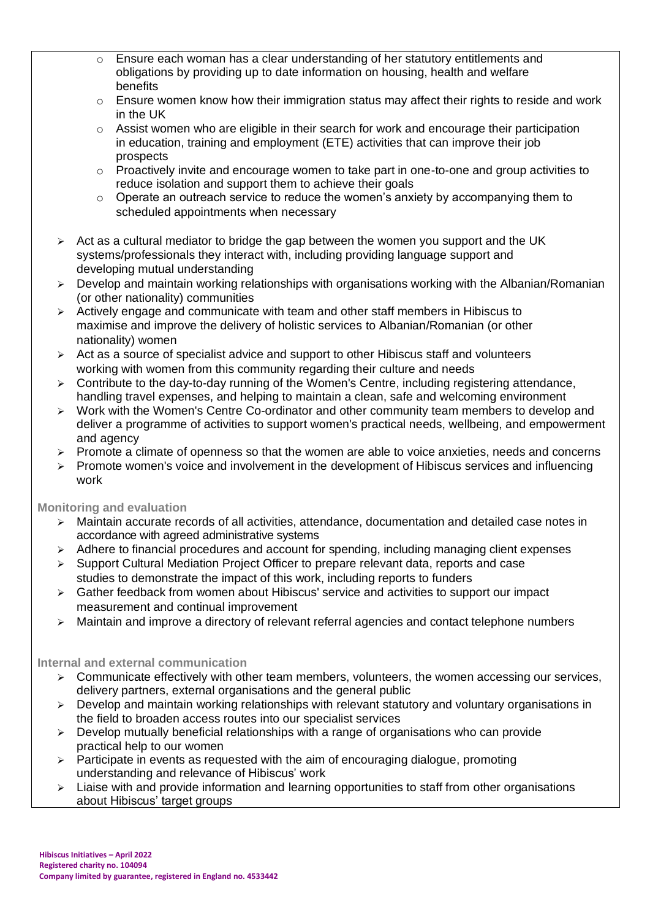- Ensure each woman has a clear understanding of her statutory entitlements and obligations by providing up to date information on housing, health and welfare benefits
   - Ensure women know how their immigration status may affect their rights to reside and work in the UK
   - Assist women who are eligible in their search for work and encourage their participation in education, training and employment (ETE) activities that can improve their job prospects
   - Proactively invite and encourage women to take part in one-to-one and group activities to reduce isolation and support them to achieve their goals
   - Operate an outreach service to reduce the women's anxiety by accompanying them to scheduled appointments when necessary

- Act as a cultural mediator to bridge the gap between the women you support and the UK systems/professionals they interact with, including providing language support and developing mutual understanding
- Develop and maintain working relationships with organisations working with the Albanian/Romanian (or other nationality) communities
- Actively engage and communicate with team and other staff members in Hibiscus to maximise and improve the delivery of holistic services to Albanian/Romanian (or other nationality) women
- Act as a source of specialist advice and support to other Hibiscus staff and volunteers working with women from this community regarding their culture and needs
- Contribute to the day-to-day running of the Women's Centre, including registering attendance, handling travel expenses, and helping to maintain a clean, safe and welcoming environment
- Work with the Women's Centre Co-ordinator and other community team members to develop and deliver a programme of activities to support women's practical needs, wellbeing, and empowerment and agency
- Promote a climate of openness so that the women are able to voice anxieties, needs and concerns
- Promote women's voice and involvement in the development of Hibiscus services and influencing work

**Monitoring and evaluation**

- Maintain accurate records of all activities, attendance, documentation and detailed case notes in accordance with agreed administrative systems
- Adhere to financial procedures and account for spending, including managing client expenses
- Support Cultural Mediation Project Officer to prepare relevant data, reports and case studies to demonstrate the impact of this work, including reports to funders
- Gather feedback from women about Hibiscus' service and activities to support our impact measurement and continual improvement
- Maintain and improve a directory of relevant referral agencies and contact telephone numbers

**Internal and external communication**

- Communicate effectively with other team members, volunteers, the women accessing our services, delivery partners, external organisations and the general public
- Develop and maintain working relationships with relevant statutory and voluntary organisations in the field to broaden access routes into our specialist services
- Develop mutually beneficial relationships with a range of organisations who can provide practical help to our women
- Participate in events as requested with the aim of encouraging dialogue, promoting understanding and relevance of Hibiscus' work
- Liaise with and provide information and learning opportunities to staff from other organisations about Hibiscus' target groups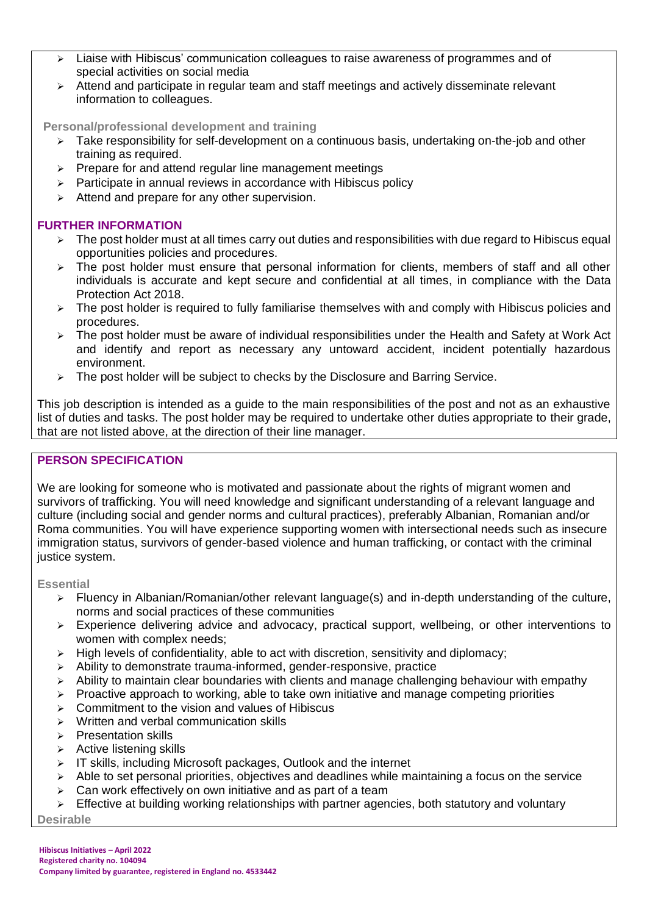- Liaise with Hibiscus' communication colleagues to raise awareness of programmes and of special activities on social media
- Attend and participate in regular team and staff meetings and actively disseminate relevant information to colleagues.

**Personal/professional development and training**

- Take responsibility for self-development on a continuous basis, undertaking on-the-job and other training as required.
- Prepare for and attend regular line management meetings
- Participate in annual reviews in accordance with Hibiscus policy
- Attend and prepare for any other supervision.

## FURTHER INFORMATION

- The post holder must at all times carry out duties and responsibilities with due regard to Hibiscus equal opportunities policies and procedures.
- The post holder must ensure that personal information for clients, members of staff and all other individuals is accurate and kept secure and confidential at all times, in compliance with the Data Protection Act 2018.
- The post holder is required to fully familiarise themselves with and comply with Hibiscus policies and procedures.
- The post holder must be aware of individual responsibilities under the Health and Safety at Work Act and identify and report as necessary any untoward accident, incident potentially hazardous environment.
- The post holder will be subject to checks by the Disclosure and Barring Service.

This job description is intended as a guide to the main responsibilities of the post and not as an exhaustive list of duties and tasks. The post holder may be required to undertake other duties appropriate to their grade, that are not listed above, at the direction of their line manager.

## PERSON SPECIFICATION

We are looking for someone who is motivated and passionate about the rights of migrant women and survivors of trafficking. You will need knowledge and significant understanding of a relevant language and culture (including social and gender norms and cultural practices), preferably Albanian, Romanian and/or Roma communities. You will have experience supporting women with intersectional needs such as insecure immigration status, survivors of gender-based violence and human trafficking, or contact with the criminal justice system.

**Essential**

- Fluency in Albanian/Romanian/other relevant language(s) and in-depth understanding of the culture, norms and social practices of these communities
- Experience delivering advice and advocacy, practical support, wellbeing, or other interventions to women with complex needs;
- High levels of confidentiality, able to act with discretion, sensitivity and diplomacy;
- Ability to demonstrate trauma-informed, gender-responsive, practice
- Ability to maintain clear boundaries with clients and manage challenging behaviour with empathy
- Proactive approach to working, able to take own initiative and manage competing priorities
- Commitment to the vision and values of Hibiscus
- Written and verbal communication skills
- Presentation skills
- Active listening skills
- IT skills, including Microsoft packages, Outlook and the internet
- Able to set personal priorities, objectives and deadlines while maintaining a focus on the service
- Can work effectively on own initiative and as part of a team
- Effective at building working relationships with partner agencies, both statutory and voluntary

**Desirable**

**Hibiscus Initiatives – April 2022**
**Registered charity no. 104094**
**Company limited by guarantee, registered in England no. 4533442**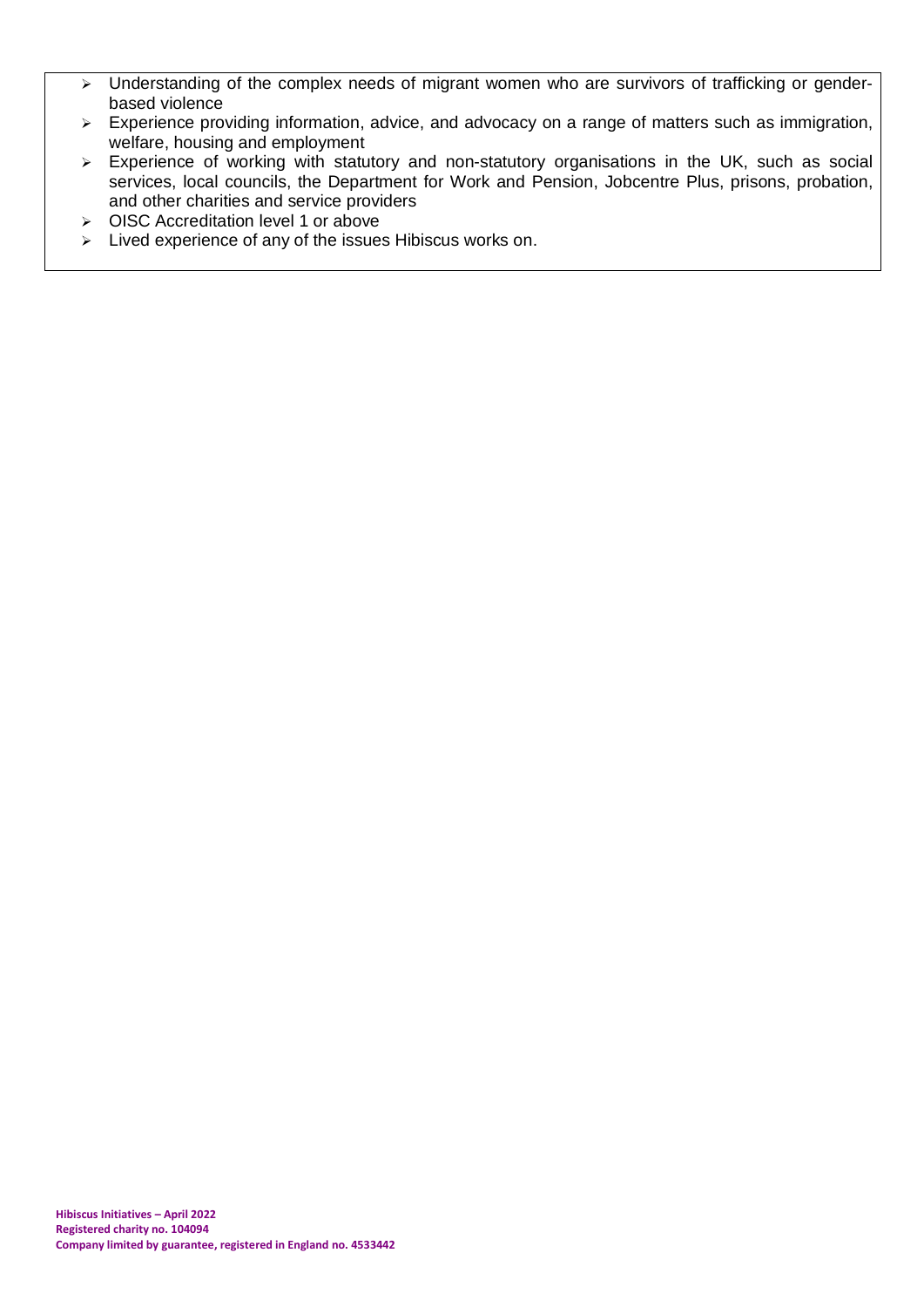- Understanding of the complex needs of migrant women who are survivors of trafficking or gender-based violence
- Experience providing information, advice, and advocacy on a range of matters such as immigration, welfare, housing and employment
- Experience of working with statutory and non-statutory organisations in the UK, such as social services, local councils, the Department for Work and Pension, Jobcentre Plus, prisons, probation, and other charities and service providers
- OISC Accreditation level 1 or above
- Lived experience of any of the issues Hibiscus works on.